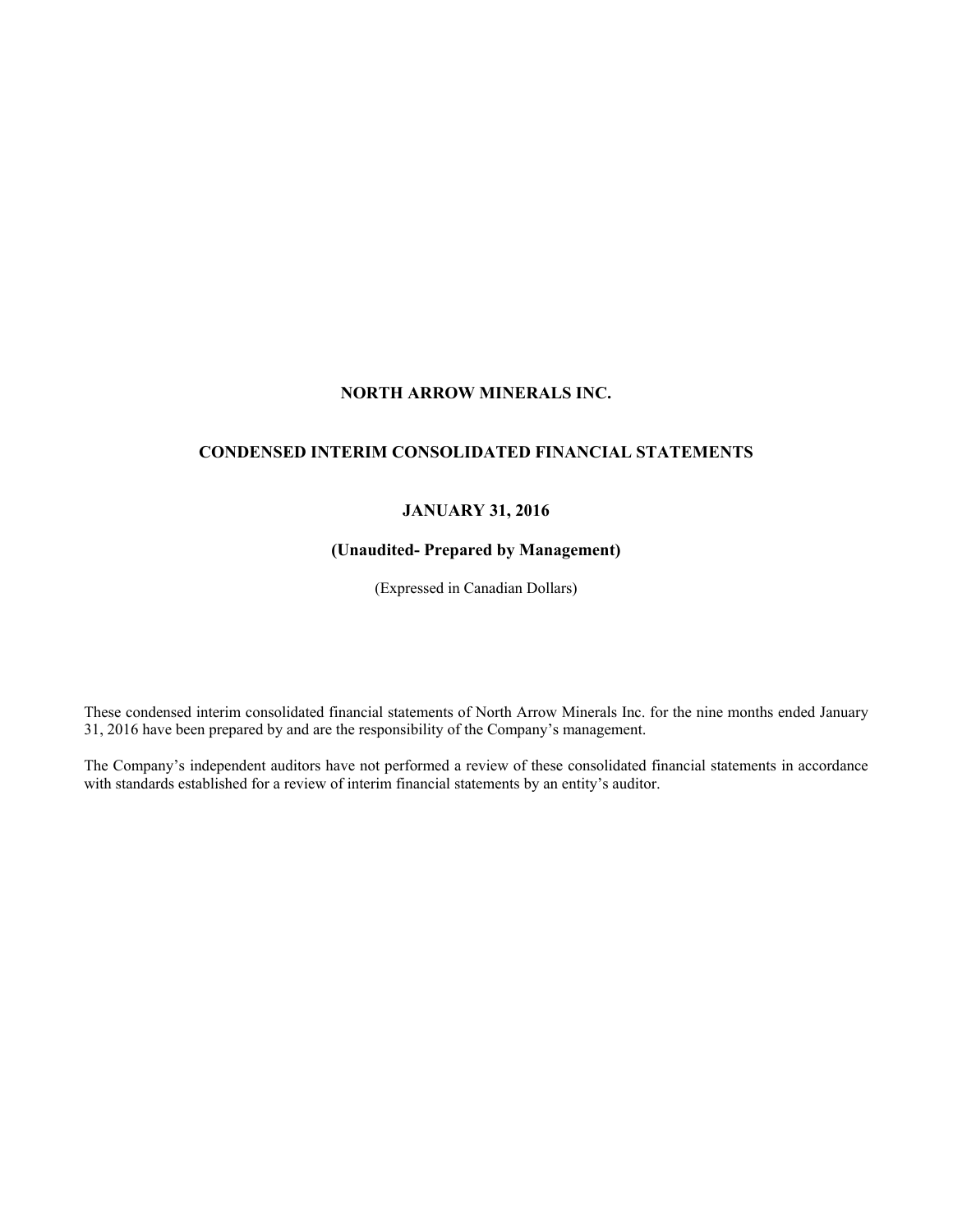# NORTH ARROW MINERALS INC.

## CONDENSED INTERIM CONSOLIDATED FINANCIAL STATEMENTS

## JANUARY 31, 2016

### (Unaudited- Prepared by Management)

(Expressed in Canadian Dollars)

These condensed interim consolidated financial statements of North Arrow Minerals Inc. for the nine months ended January 31, 2016 have been prepared by and are the responsibility of the Company's management.

The Company's independent auditors have not performed a review of these consolidated financial statements in accordance with standards established for a review of interim financial statements by an entity's auditor.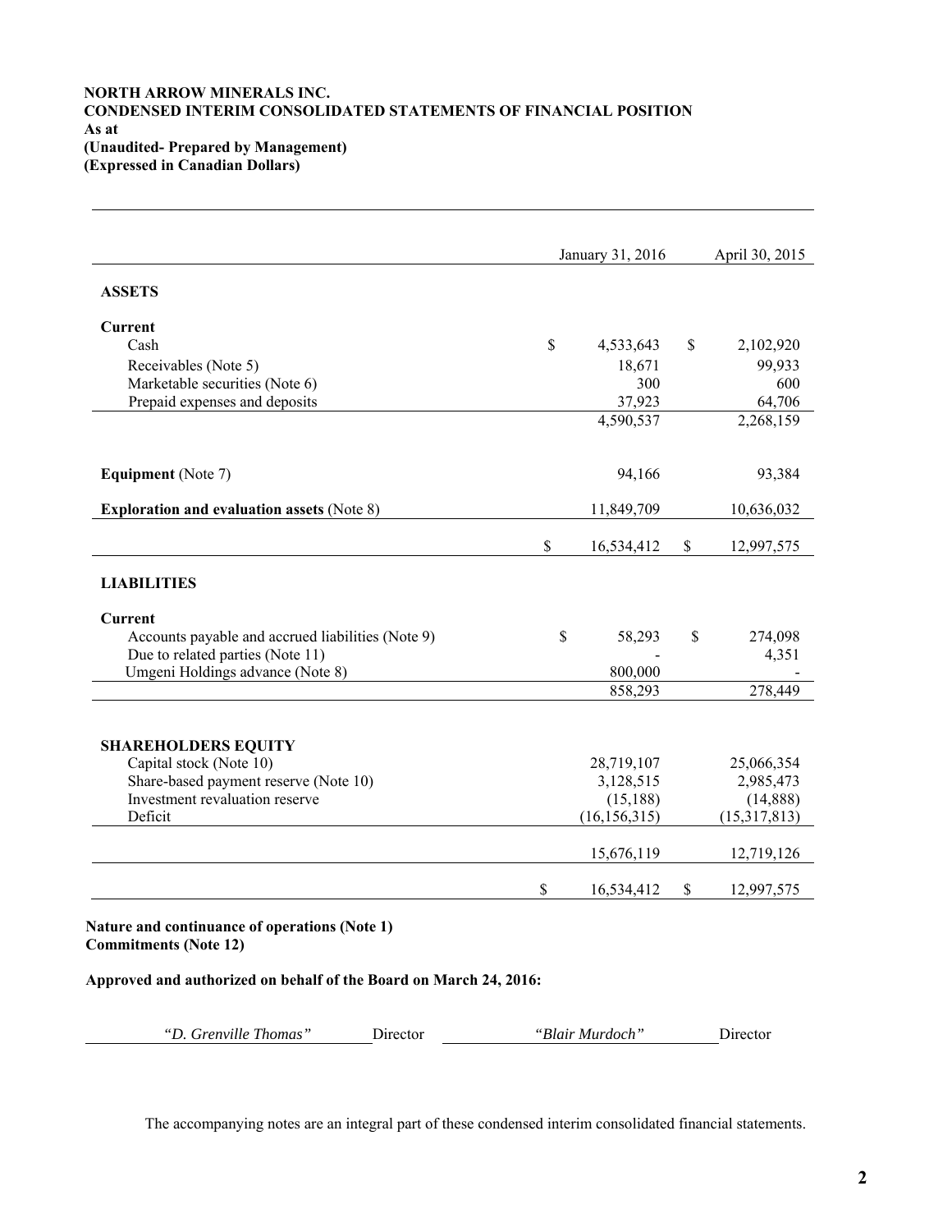**NORTH ARROW MINERALS INC.**
**CONDENSED INTERIM CONSOLIDATED STATEMENTS OF FINANCIAL POSITION**
**As at**
**(Unaudited- Prepared by Management)**
**(Expressed in Canadian Dollars)**

| | January 31, 2016 | April 30, 2015 |
|---|---|---|
| **ASSETS** | | |
| **Current** | | |
| Cash | $ 4,533,643 | $ 2,102,920 |
| Receivables (Note 5) | 18,671 | 99,933 |
| Marketable securities (Note 6) | 300 | 600 |
| Prepaid expenses and deposits | 37,923 | 64,706 |
| | 4,590,537 | 2,268,159 |
| **Equipment** (Note 7) | 94,166 | 93,384 |
| **Exploration and evaluation assets** (Note 8) | 11,849,709 | 10,636,032 |
| | $ 16,534,412 | $ 12,997,575 |
| **LIABILITIES** | | |
| **Current** | | |
| Accounts payable and accrued liabilities (Note 9) | $ 58,293 | $ 274,098 |
| Due to related parties (Note 11) | - | 4,351 |
| Umgeni Holdings advance (Note 8) | 800,000 | - |
| | 858,293 | 278,449 |
| **SHAREHOLDERS EQUITY** | | |
| Capital stock (Note 10) | 28,719,107 | 25,066,354 |
| Share-based payment reserve (Note 10) | 3,128,515 | 2,985,473 |
| Investment revaluation reserve | (15,188) | (14,888) |
| Deficit | (16,156,315) | (15,317,813) |
| | 15,676,119 | 12,719,126 |
| | $ 16,534,412 | $ 12,997,575 |

**Nature and continuance of operations (Note 1)**
**Commitments (Note 12)**

**Approved and authorized on behalf of the Board on March 24, 2016:**

*"D. Grenville Thomas"* Director *"Blair Murdoch"* Director

The accompanying notes are an integral part of these condensed interim consolidated financial statements.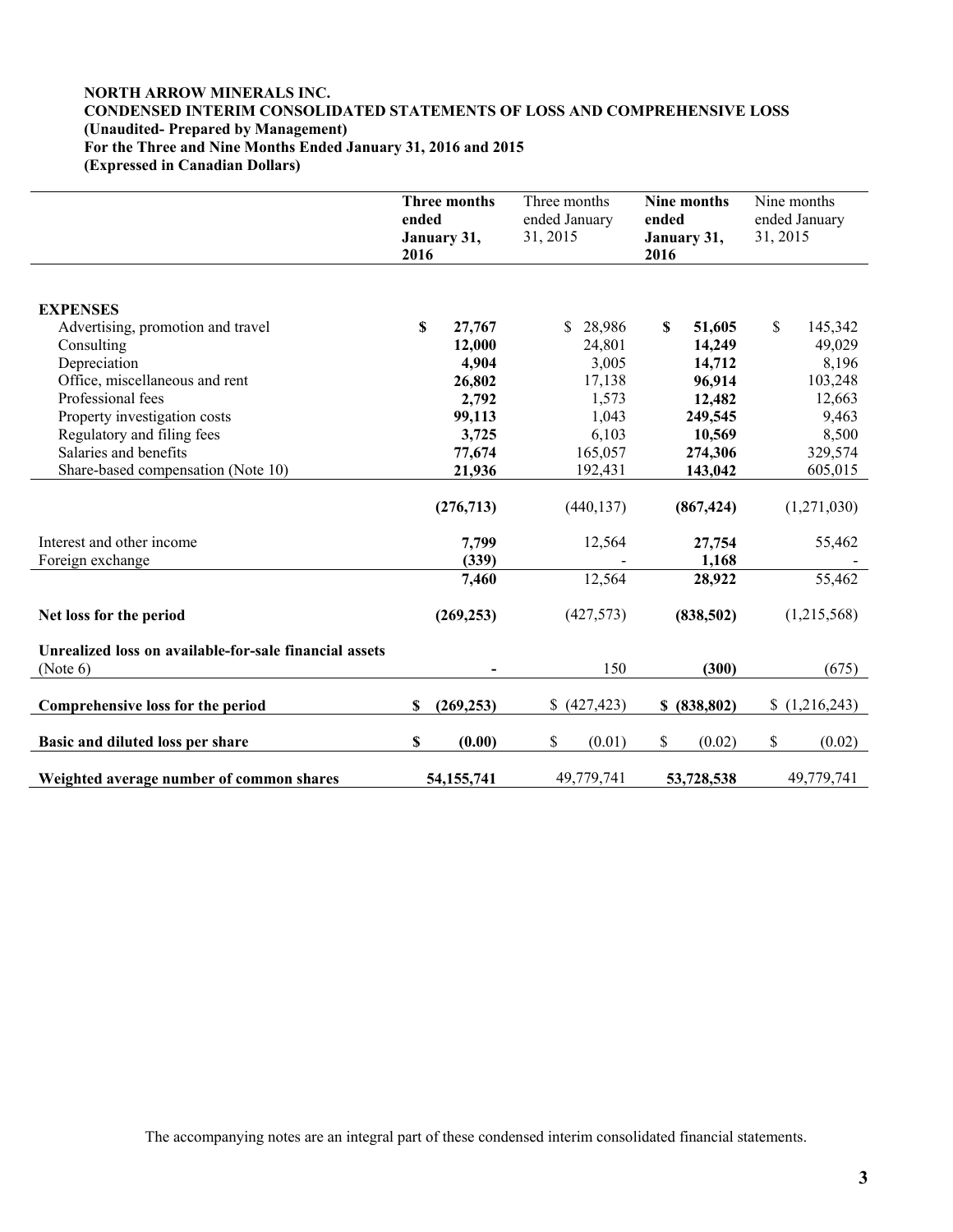**NORTH ARROW MINERALS INC.**
**CONDENSED INTERIM CONSOLIDATED STATEMENTS OF LOSS AND COMPREHENSIVE LOSS**
**(Unaudited- Prepared by Management)**
**For the Three and Nine Months Ended January 31, 2016 and 2015**
**(Expressed in Canadian Dollars)**

| | **Three months ended January 31, 2016** | Three months ended January 31, 2015 | **Nine months ended January 31, 2016** | Nine months ended January 31, 2015 |
|---|---|---|---|---|
| **EXPENSES** | | | | |
| Advertising, promotion and travel | **$ 27,767** | $ 28,986 | **$ 51,605** | $ 145,342 |
| Consulting | **12,000** | 24,801 | **14,249** | 49,029 |
| Depreciation | **4,904** | 3,005 | **14,712** | 8,196 |
| Office, miscellaneous and rent | **26,802** | 17,138 | **96,914** | 103,248 |
| Professional fees | **2,792** | 1,573 | **12,482** | 12,663 |
| Property investigation costs | **99,113** | 1,043 | **249,545** | 9,463 |
| Regulatory and filing fees | **3,725** | 6,103 | **10,569** | 8,500 |
| Salaries and benefits | **77,674** | 165,057 | **274,306** | 329,574 |
| Share-based compensation (Note 10) | **21,936** | 192,431 | **143,042** | 605,015 |
| | **(276,713)** | (440,137) | **(867,424)** | (1,271,030) |
| Interest and other income | **7,799** | 12,564 | **27,754** | 55,462 |
| Foreign exchange | **(339)** | - | **1,168** | - |
| | **7,460** | 12,564 | **28,922** | 55,462 |
| **Net loss for the period** | **(269,253)** | (427,573) | **(838,502)** | (1,215,568) |
| **Unrealized loss on available-for-sale financial assets** (Note 6) | **-** | 150 | **(300)** | (675) |
| **Comprehensive loss for the period** | **$ (269,253)** | $ (427,423) | **$ (838,802)** | $ (1,216,243) |
| **Basic and diluted loss per share** | **$ (0.00)** | $ (0.01) | $ (0.02) | $ (0.02) |
| **Weighted average number of common shares** | **54,155,741** | 49,779,741 | **53,728,538** | 49,779,741 |

The accompanying notes are an integral part of these condensed interim consolidated financial statements.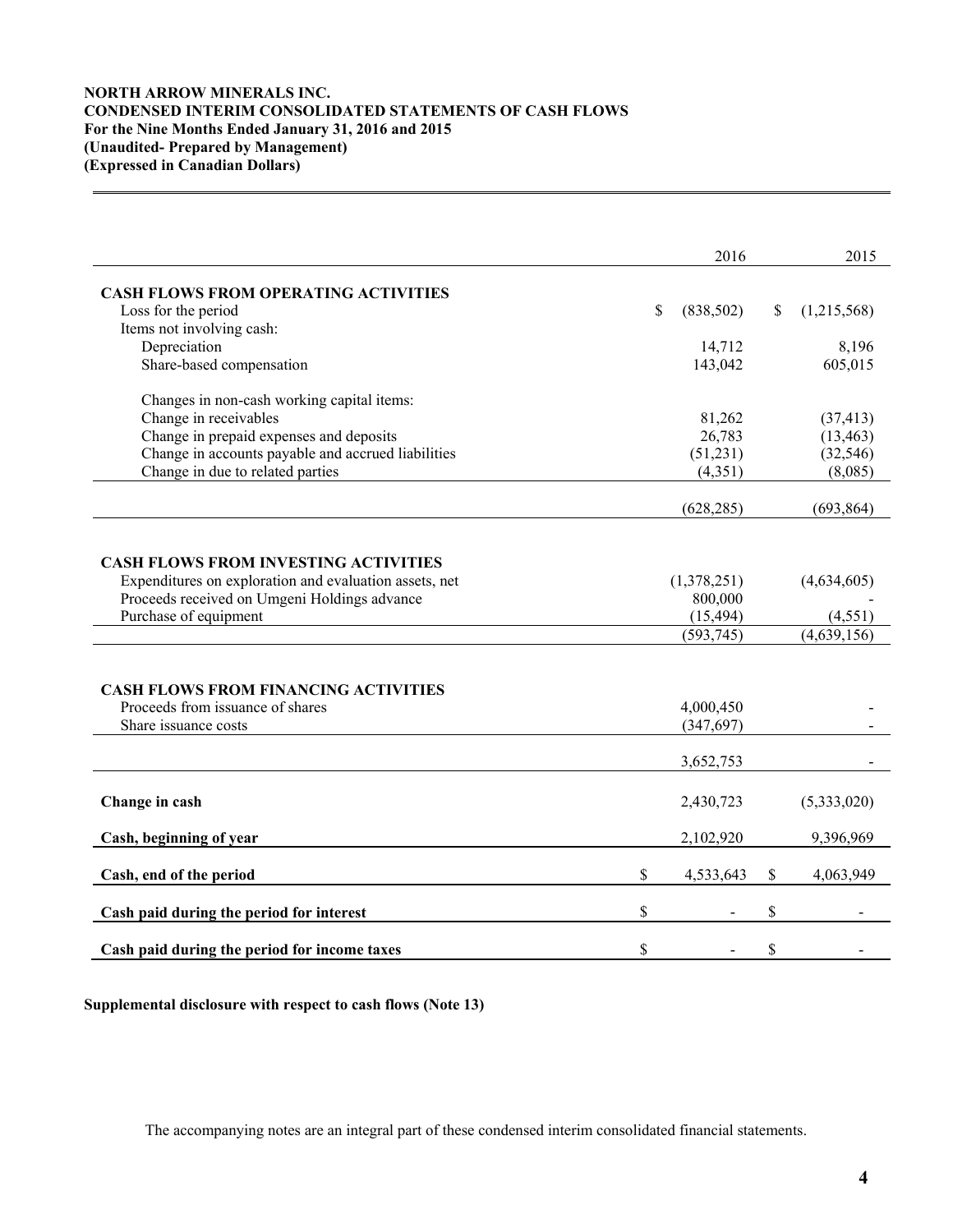**NORTH ARROW MINERALS INC.**
**CONDENSED INTERIM CONSOLIDATED STATEMENTS OF CASH FLOWS**
**For the Nine Months Ended January 31, 2016 and 2015**
**(Unaudited- Prepared by Management)**
**(Expressed in Canadian Dollars)**

| | 2016 | 2015 |
|---|---|---|
| **CASH FLOWS FROM OPERATING ACTIVITIES** | | |
| Loss for the period | $ (838,502) | $ (1,215,568) |
| Items not involving cash: | | |
| Depreciation | 14,712 | 8,196 |
| Share-based compensation | 143,042 | 605,015 |
| Changes in non-cash working capital items: | | |
| Change in receivables | 81,262 | (37,413) |
| Change in prepaid expenses and deposits | 26,783 | (13,463) |
| Change in accounts payable and accrued liabilities | (51,231) | (32,546) |
| Change in due to related parties | (4,351) | (8,085) |
| | (628,285) | (693,864) |
| **CASH FLOWS FROM INVESTING ACTIVITIES** | | |
| Expenditures on exploration and evaluation assets, net | (1,378,251) | (4,634,605) |
| Proceeds received on Umgeni Holdings advance | 800,000 | - |
| Purchase of equipment | (15,494) | (4,551) |
| | (593,745) | (4,639,156) |
| **CASH FLOWS FROM FINANCING ACTIVITIES** | | |
| Proceeds from issuance of shares | 4,000,450 | - |
| Share issuance costs | (347,697) | - |
| | 3,652,753 | - |
| **Change in cash** | 2,430,723 | (5,333,020) |
| **Cash, beginning of year** | 2,102,920 | 9,396,969 |
| **Cash, end of the period** | $ 4,533,643 | $ 4,063,949 |
| **Cash paid during the period for interest** | $ - | $ - |
| **Cash paid during the period for income taxes** | $ - | $ - |

**Supplemental disclosure with respect to cash flows (Note 13)**

The accompanying notes are an integral part of these condensed interim consolidated financial statements.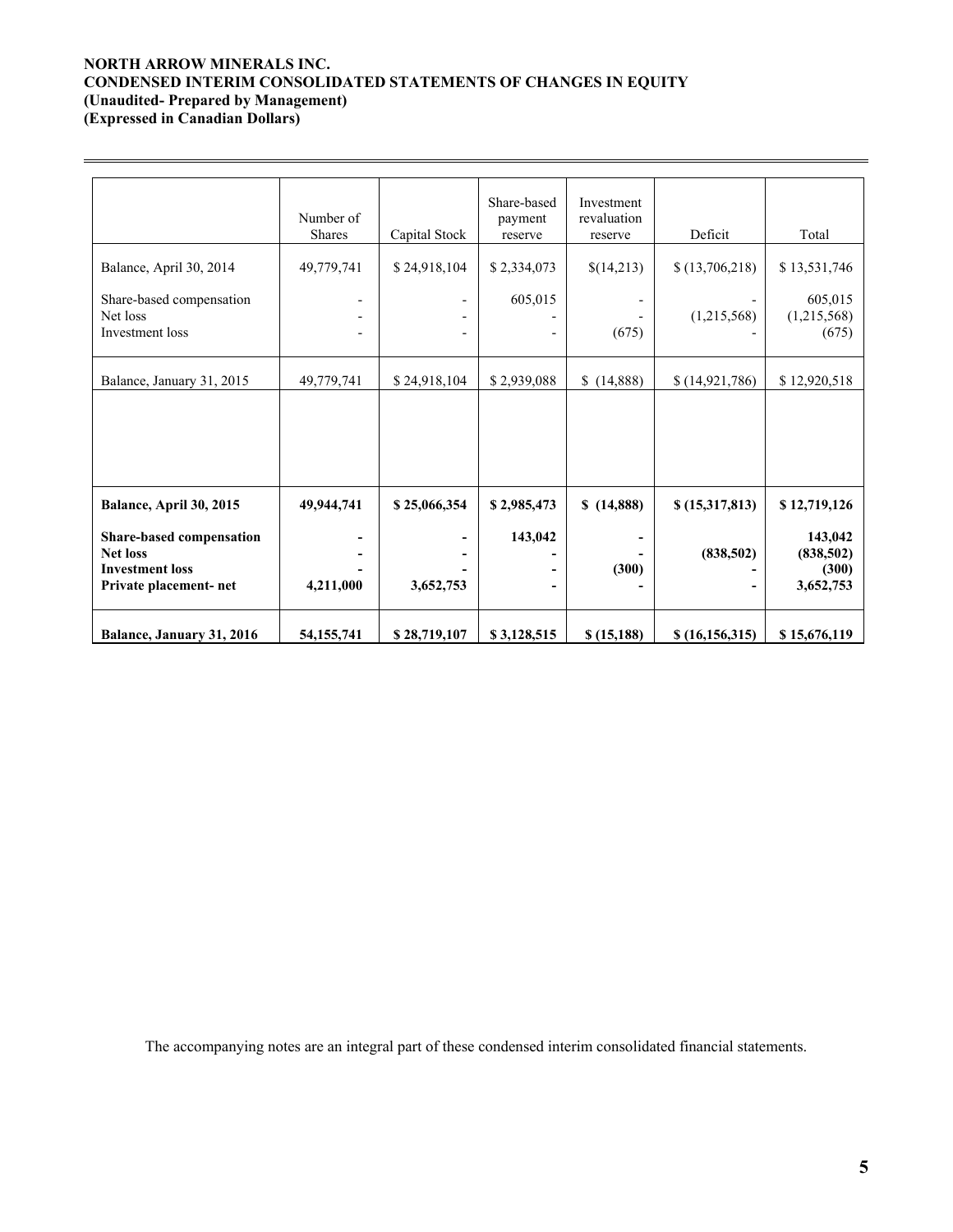**NORTH ARROW MINERALS INC.**
**CONDENSED INTERIM CONSOLIDATED STATEMENTS OF CHANGES IN EQUITY**
**(Unaudited- Prepared by Management)**
**(Expressed in Canadian Dollars)**

| | Number of Shares | Capital Stock | Share-based payment reserve | Investment revaluation reserve | Deficit | Total |
|---|---|---|---|---|---|---|
| Balance, April 30, 2014 | 49,779,741 | $ 24,918,104 | $ 2,334,073 | $(14,213) | $ (13,706,218) | $ 13,531,746 |
| Share-based compensation | - | - | 605,015 | - | - | 605,015 |
| Net loss | - | - | - | - | (1,215,568) | (1,215,568) |
| Investment loss | - | - | - | (675) | - | (675) |
| Balance, January 31, 2015 | 49,779,741 | $ 24,918,104 | $ 2,939,088 | $ (14,888) | $ (14,921,786) | $ 12,920,518 |
| | | | | | | |
| **Balance, April 30, 2015** | **49,944,741** | **$ 25,066,354** | **$ 2,985,473** | **$ (14,888)** | **$ (15,317,813)** | **$ 12,719,126** |
| **Share-based compensation** | **-** | **-** | **143,042** | **-** | | **143,042** |
| **Net loss** | **-** | **-** | **-** | **-** | **(838,502)** | **(838,502)** |
| **Investment loss** | **-** | **-** | **-** | **(300)** | **-** | **(300)** |
| **Private placement- net** | **4,211,000** | **3,652,753** | **-** | **-** | **-** | **3,652,753** |
| **Balance, January 31, 2016** | **54,155,741** | **$ 28,719,107** | **$ 3,128,515** | **$ (15,188)** | **$ (16,156,315)** | **$ 15,676,119** |

The accompanying notes are an integral part of these condensed interim consolidated financial statements.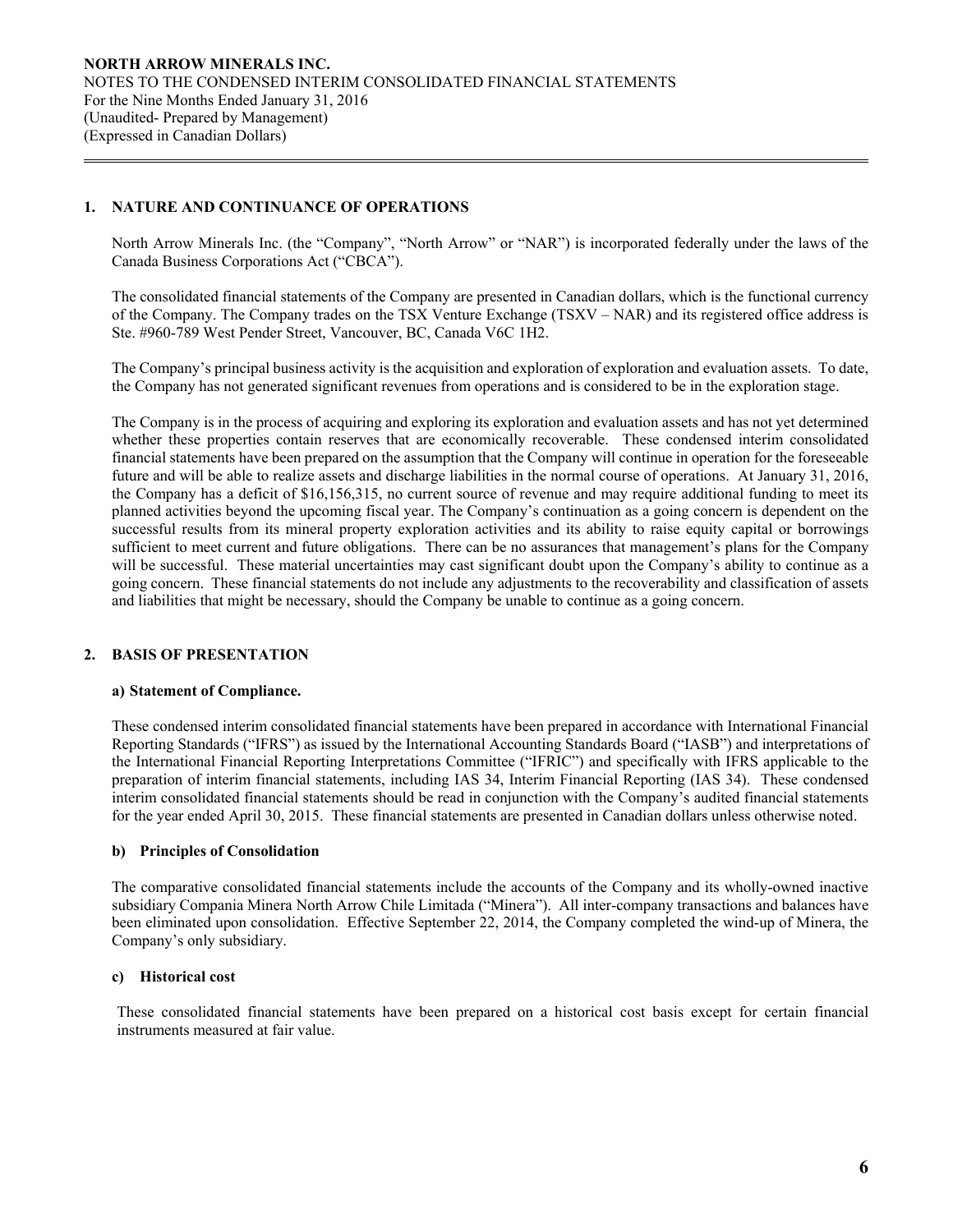## 1. NATURE AND CONTINUANCE OF OPERATIONS

North Arrow Minerals Inc. (the "Company", "North Arrow" or "NAR") is incorporated federally under the laws of the Canada Business Corporations Act ("CBCA").

The consolidated financial statements of the Company are presented in Canadian dollars, which is the functional currency of the Company. The Company trades on the TSX Venture Exchange (TSXV – NAR) and its registered office address is Ste. #960-789 West Pender Street, Vancouver, BC, Canada V6C 1H2.

The Company's principal business activity is the acquisition and exploration of exploration and evaluation assets. To date, the Company has not generated significant revenues from operations and is considered to be in the exploration stage.

The Company is in the process of acquiring and exploring its exploration and evaluation assets and has not yet determined whether these properties contain reserves that are economically recoverable. These condensed interim consolidated financial statements have been prepared on the assumption that the Company will continue in operation for the foreseeable future and will be able to realize assets and discharge liabilities in the normal course of operations. At January 31, 2016, the Company has a deficit of $16,156,315, no current source of revenue and may require additional funding to meet its planned activities beyond the upcoming fiscal year. The Company's continuation as a going concern is dependent on the successful results from its mineral property exploration activities and its ability to raise equity capital or borrowings sufficient to meet current and future obligations. There can be no assurances that management's plans for the Company will be successful. These material uncertainties may cast significant doubt upon the Company's ability to continue as a going concern. These financial statements do not include any adjustments to the recoverability and classification of assets and liabilities that might be necessary, should the Company be unable to continue as a going concern.

## 2. BASIS OF PRESENTATION

### a) Statement of Compliance.

These condensed interim consolidated financial statements have been prepared in accordance with International Financial Reporting Standards ("IFRS") as issued by the International Accounting Standards Board ("IASB") and interpretations of the International Financial Reporting Interpretations Committee ("IFRIC") and specifically with IFRS applicable to the preparation of interim financial statements, including IAS 34, Interim Financial Reporting (IAS 34). These condensed interim consolidated financial statements should be read in conjunction with the Company's audited financial statements for the year ended April 30, 2015. These financial statements are presented in Canadian dollars unless otherwise noted.

### b) Principles of Consolidation

The comparative consolidated financial statements include the accounts of the Company and its wholly-owned inactive subsidiary Compania Minera North Arrow Chile Limitada ("Minera"). All inter-company transactions and balances have been eliminated upon consolidation. Effective September 22, 2014, the Company completed the wind-up of Minera, the Company's only subsidiary.

### c) Historical cost

These consolidated financial statements have been prepared on a historical cost basis except for certain financial instruments measured at fair value.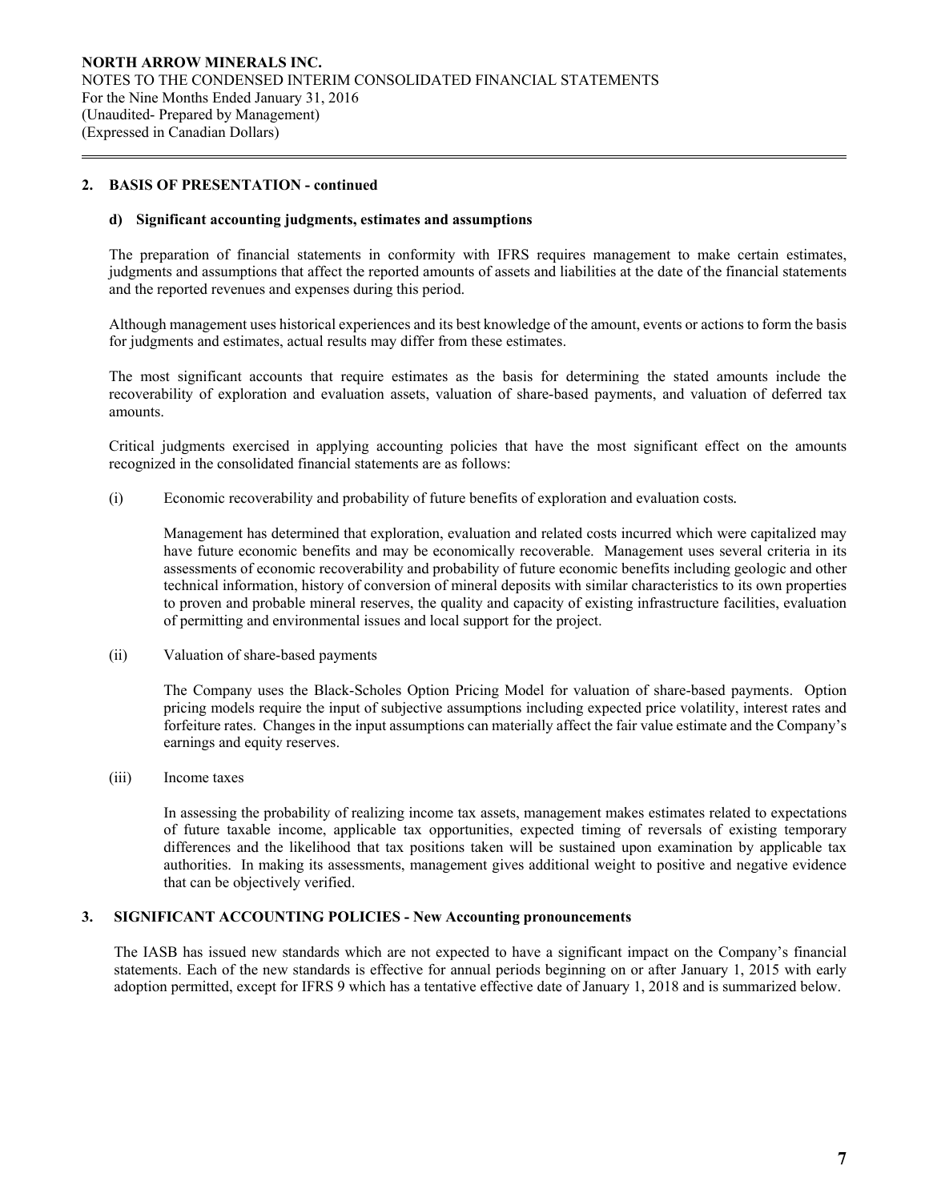## 2. BASIS OF PRESENTATION - continued

### d) Significant accounting judgments, estimates and assumptions

The preparation of financial statements in conformity with IFRS requires management to make certain estimates, judgments and assumptions that affect the reported amounts of assets and liabilities at the date of the financial statements and the reported revenues and expenses during this period.

Although management uses historical experiences and its best knowledge of the amount, events or actions to form the basis for judgments and estimates, actual results may differ from these estimates.

The most significant accounts that require estimates as the basis for determining the stated amounts include the recoverability of exploration and evaluation assets, valuation of share-based payments, and valuation of deferred tax amounts.

Critical judgments exercised in applying accounting policies that have the most significant effect on the amounts recognized in the consolidated financial statements are as follows:

(i) Economic recoverability and probability of future benefits of exploration and evaluation costs.

Management has determined that exploration, evaluation and related costs incurred which were capitalized may have future economic benefits and may be economically recoverable. Management uses several criteria in its assessments of economic recoverability and probability of future economic benefits including geologic and other technical information, history of conversion of mineral deposits with similar characteristics to its own properties to proven and probable mineral reserves, the quality and capacity of existing infrastructure facilities, evaluation of permitting and environmental issues and local support for the project.

(ii) Valuation of share-based payments

The Company uses the Black-Scholes Option Pricing Model for valuation of share-based payments. Option pricing models require the input of subjective assumptions including expected price volatility, interest rates and forfeiture rates. Changes in the input assumptions can materially affect the fair value estimate and the Company's earnings and equity reserves.

(iii) Income taxes

In assessing the probability of realizing income tax assets, management makes estimates related to expectations of future taxable income, applicable tax opportunities, expected timing of reversals of existing temporary differences and the likelihood that tax positions taken will be sustained upon examination by applicable tax authorities. In making its assessments, management gives additional weight to positive and negative evidence that can be objectively verified.

## 3. SIGNIFICANT ACCOUNTING POLICIES - New Accounting pronouncements

The IASB has issued new standards which are not expected to have a significant impact on the Company's financial statements. Each of the new standards is effective for annual periods beginning on or after January 1, 2015 with early adoption permitted, except for IFRS 9 which has a tentative effective date of January 1, 2018 and is summarized below.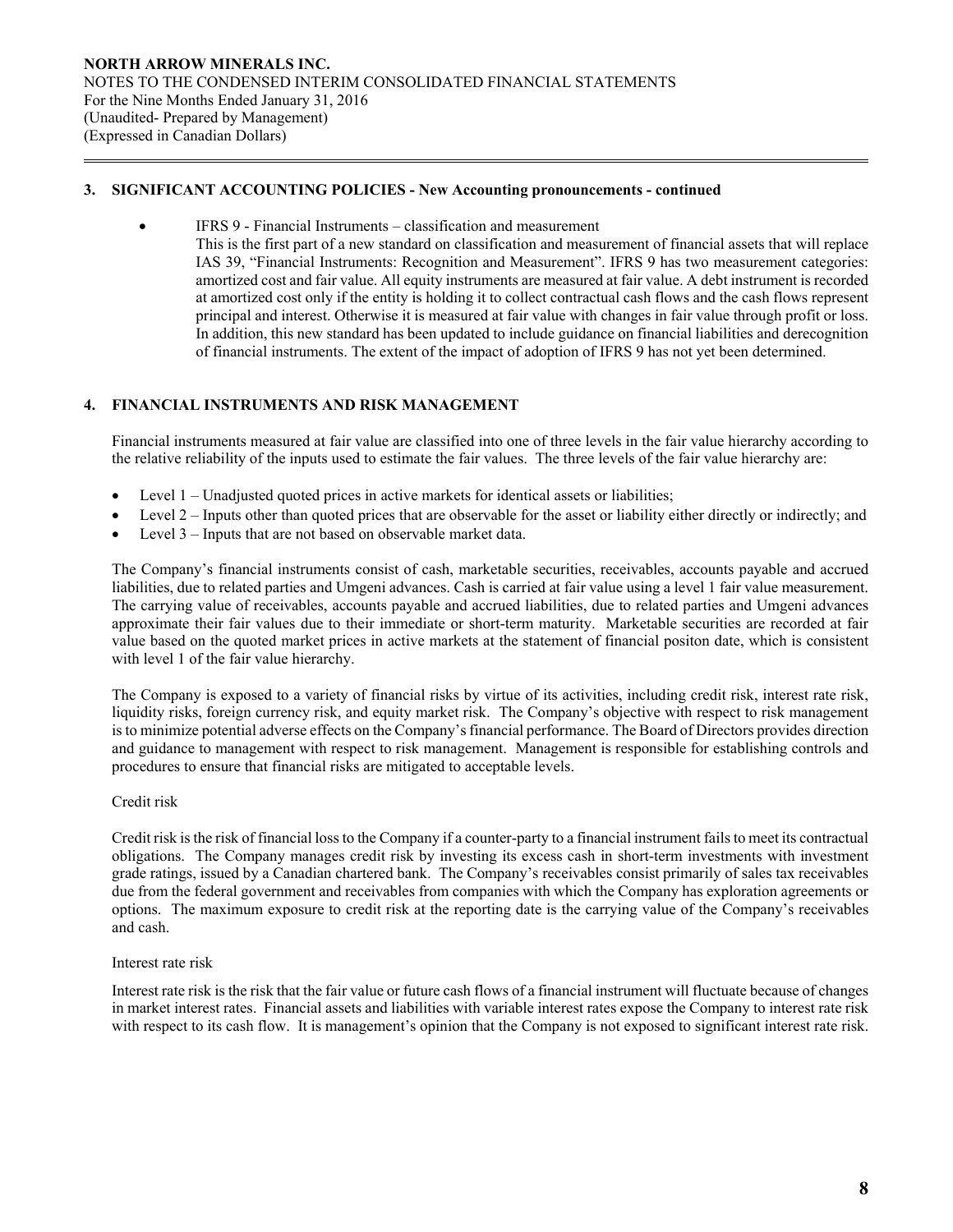## 3. SIGNIFICANT ACCOUNTING POLICIES - New Accounting pronouncements - continued

- IFRS 9 - Financial Instruments – classification and measurement
  This is the first part of a new standard on classification and measurement of financial assets that will replace IAS 39, "Financial Instruments: Recognition and Measurement". IFRS 9 has two measurement categories: amortized cost and fair value. All equity instruments are measured at fair value. A debt instrument is recorded at amortized cost only if the entity is holding it to collect contractual cash flows and the cash flows represent principal and interest. Otherwise it is measured at fair value with changes in fair value through profit or loss. In addition, this new standard has been updated to include guidance on financial liabilities and derecognition of financial instruments. The extent of the impact of adoption of IFRS 9 has not yet been determined.

## 4. FINANCIAL INSTRUMENTS AND RISK MANAGEMENT

Financial instruments measured at fair value are classified into one of three levels in the fair value hierarchy according to the relative reliability of the inputs used to estimate the fair values. The three levels of the fair value hierarchy are:

- Level 1 – Unadjusted quoted prices in active markets for identical assets or liabilities;
- Level 2 – Inputs other than quoted prices that are observable for the asset or liability either directly or indirectly; and
- Level 3 – Inputs that are not based on observable market data.

The Company's financial instruments consist of cash, marketable securities, receivables, accounts payable and accrued liabilities, due to related parties and Umgeni advances. Cash is carried at fair value using a level 1 fair value measurement. The carrying value of receivables, accounts payable and accrued liabilities, due to related parties and Umgeni advances approximate their fair values due to their immediate or short-term maturity. Marketable securities are recorded at fair value based on the quoted market prices in active markets at the statement of financial positon date, which is consistent with level 1 of the fair value hierarchy.

The Company is exposed to a variety of financial risks by virtue of its activities, including credit risk, interest rate risk, liquidity risks, foreign currency risk, and equity market risk. The Company's objective with respect to risk management is to minimize potential adverse effects on the Company's financial performance. The Board of Directors provides direction and guidance to management with respect to risk management. Management is responsible for establishing controls and procedures to ensure that financial risks are mitigated to acceptable levels.

Credit risk

Credit risk is the risk of financial loss to the Company if a counter-party to a financial instrument fails to meet its contractual obligations. The Company manages credit risk by investing its excess cash in short-term investments with investment grade ratings, issued by a Canadian chartered bank. The Company's receivables consist primarily of sales tax receivables due from the federal government and receivables from companies with which the Company has exploration agreements or options. The maximum exposure to credit risk at the reporting date is the carrying value of the Company's receivables and cash.

Interest rate risk

Interest rate risk is the risk that the fair value or future cash flows of a financial instrument will fluctuate because of changes in market interest rates. Financial assets and liabilities with variable interest rates expose the Company to interest rate risk with respect to its cash flow. It is management's opinion that the Company is not exposed to significant interest rate risk.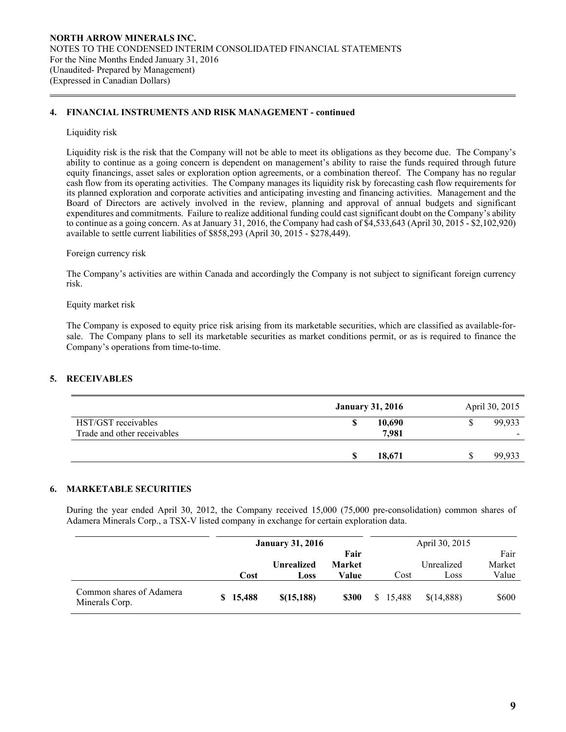## 4. FINANCIAL INSTRUMENTS AND RISK MANAGEMENT - continued

Liquidity risk

Liquidity risk is the risk that the Company will not be able to meet its obligations as they become due. The Company's ability to continue as a going concern is dependent on management's ability to raise the funds required through future equity financings, asset sales or exploration option agreements, or a combination thereof. The Company has no regular cash flow from its operating activities. The Company manages its liquidity risk by forecasting cash flow requirements for its planned exploration and corporate activities and anticipating investing and financing activities. Management and the Board of Directors are actively involved in the review, planning and approval of annual budgets and significant expenditures and commitments. Failure to realize additional funding could cast significant doubt on the Company's ability to continue as a going concern. As at January 31, 2016, the Company had cash of $4,533,643 (April 30, 2015 - $2,102,920) available to settle current liabilities of $858,293 (April 30, 2015 - $278,449).

Foreign currency risk

The Company's activities are within Canada and accordingly the Company is not subject to significant foreign currency risk.

Equity market risk

The Company is exposed to equity price risk arising from its marketable securities, which are classified as available-for-sale. The Company plans to sell its marketable securities as market conditions permit, or as is required to finance the Company's operations from time-to-time.

## 5. RECEIVABLES

| | **January 31, 2016** | April 30, 2015 |
|---|---|---|
| HST/GST receivables | **$ 10,690** | $ 99,933 |
| Trade and other receivables | **7,981** | - |
| | **$ 18,671** | $ 99,933 |

## 6. MARKETABLE SECURITIES

During the year ended April 30, 2012, the Company received 15,000 (75,000 pre-consolidation) common shares of Adamera Minerals Corp., a TSX-V listed company in exchange for certain exploration data.

| | **January 31, 2016** | | | April 30, 2015 | | |
|---|---|---|---|---|---|---|
| | **Cost** | **Unrealized Loss** | **Fair Market Value** | Cost | Unrealized Loss | Fair Market Value |
| Common shares of Adamera Minerals Corp. | **$ 15,488** | **$(15,188)** | **$300** | $ 15,488 | $(14,888) | $600 |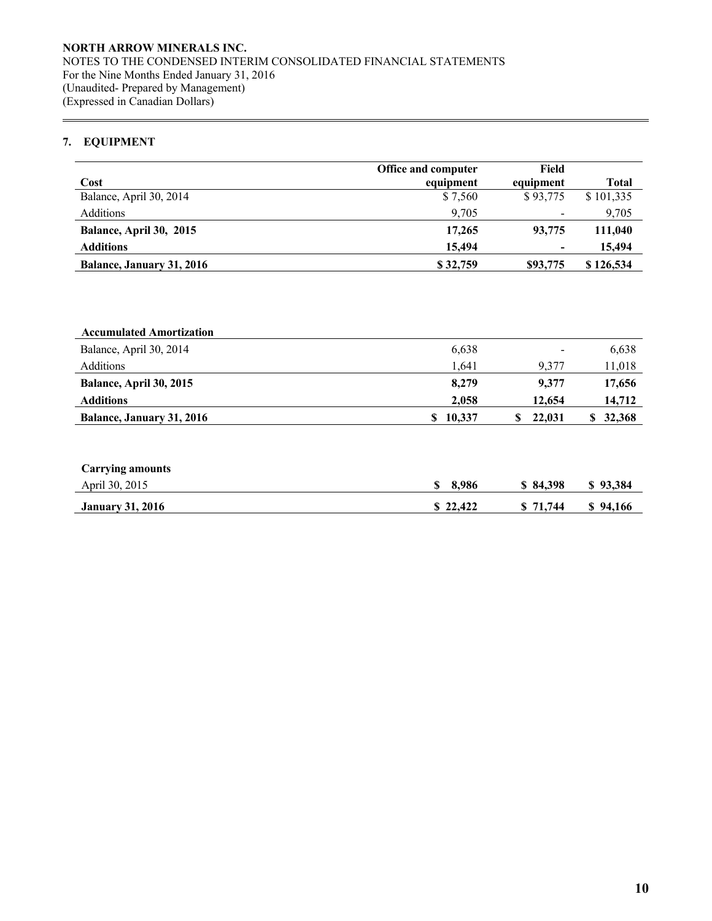**NORTH ARROW MINERALS INC.**
NOTES TO THE CONDENSED INTERIM CONSOLIDATED FINANCIAL STATEMENTS
For the Nine Months Ended January 31, 2016
(Unaudited- Prepared by Management)
(Expressed in Canadian Dollars)

## 7. EQUIPMENT

| Cost | Office and computer equipment | Field equipment | Total |
|---|---|---|---|
| Balance, April 30, 2014 | $ 7,560 | $ 93,775 | $ 101,335 |
| Additions | 9,705 | - | 9,705 |
| **Balance, April 30, 2015** | **17,265** | **93,775** | **111,040** |
| **Additions** | **15,494** | **-** | **15,494** |
| **Balance, January 31, 2016** | **$ 32,759** | **$93,775** | **$ 126,534** |

| **Accumulated Amortization** | | | |
|---|---|---|---|
| Balance, April 30, 2014 | 6,638 | - | 6,638 |
| Additions | 1,641 | 9,377 | 11,018 |
| **Balance, April 30, 2015** | **8,279** | **9,377** | **17,656** |
| **Additions** | **2,058** | **12,654** | **14,712** |
| **Balance, January 31, 2016** | **$ 10,337** | **$ 22,031** | **$ 32,368** |

| **Carrying amounts** | | | |
|---|---|---|---|
| April 30, 2015 | **$ 8,986** | **$ 84,398** | **$ 93,384** |
| **January 31, 2016** | **$ 22,422** | **$ 71,744** | **$ 94,166** |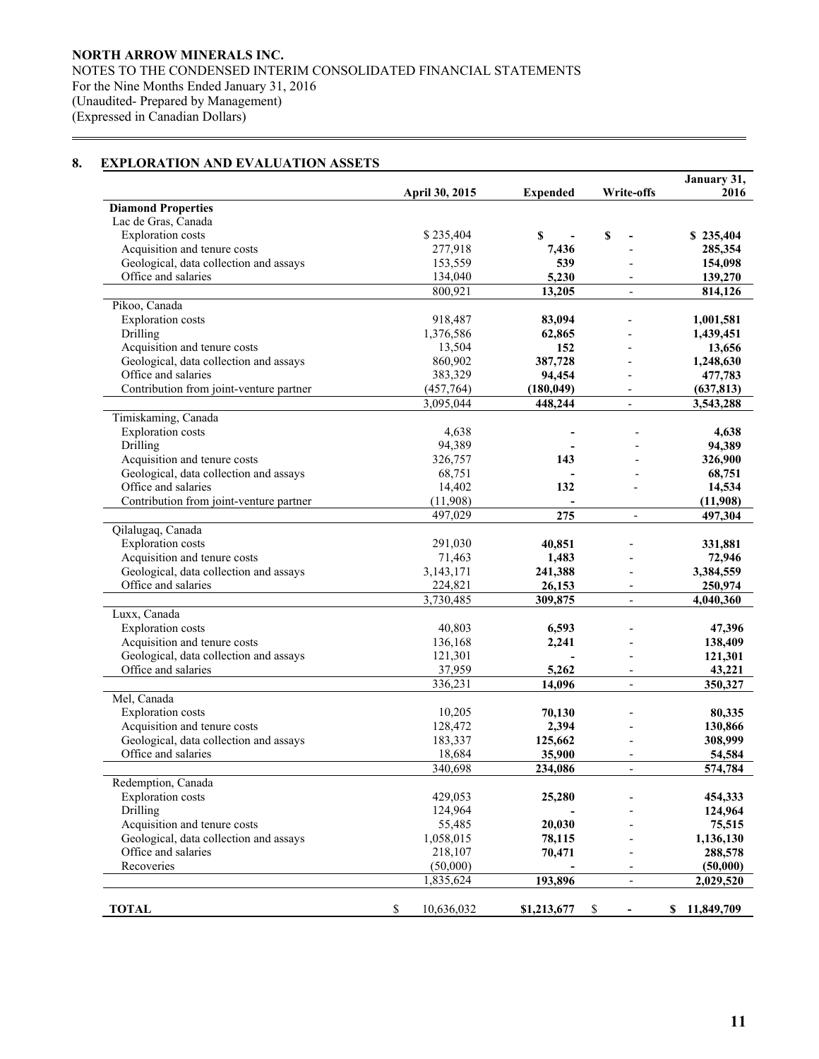NORTH ARROW MINERALS INC.
NOTES TO THE CONDENSED INTERIM CONSOLIDATED FINANCIAL STATEMENTS
For the Nine Months Ended January 31, 2016
(Unaudited- Prepared by Management)
(Expressed in Canadian Dollars)

## 8. EXPLORATION AND EVALUATION ASSETS

| | April 30, 2015 | Expended | Write-offs | January 31, 2016 |
|---|---|---|---|---|
| **Diamond Properties** | | | | |
| Lac de Gras, Canada | | | | |
| Exploration costs | $ 235,404 | **$ -** | **$ -** | **$ 235,404** |
| Acquisition and tenure costs | 277,918 | **7,436** | - | **285,354** |
| Geological, data collection and assays | 153,559 | **539** | - | **154,098** |
| Office and salaries | 134,040 | **5,230** | - | **139,270** |
| | 800,921 | **13,205** | - | **814,126** |
| Pikoo, Canada | | | | |
| Exploration costs | 918,487 | **83,094** | - | **1,001,581** |
| Drilling | 1,376,586 | **62,865** | - | **1,439,451** |
| Acquisition and tenure costs | 13,504 | **152** | - | **13,656** |
| Geological, data collection and assays | 860,902 | **387,728** | - | **1,248,630** |
| Office and salaries | 383,329 | **94,454** | - | **477,783** |
| Contribution from joint-venture partner | (457,764) | **(180,049)** | - | **(637,813)** |
| | 3,095,044 | **448,244** | - | **3,543,288** |
| Timiskaming, Canada | | | | |
| Exploration costs | 4,638 | **-** | - | **4,638** |
| Drilling | 94,389 | **-** | - | **94,389** |
| Acquisition and tenure costs | 326,757 | **143** | - | **326,900** |
| Geological, data collection and assays | 68,751 | **-** | - | **68,751** |
| Office and salaries | 14,402 | **132** | - | **14,534** |
| Contribution from joint-venture partner | (11,908) | **-** | | **(11,908)** |
| | 497,029 | **275** | - | **497,304** |
| Qilalugaq, Canada | | | | |
| Exploration costs | 291,030 | **40,851** | - | **331,881** |
| Acquisition and tenure costs | 71,463 | **1,483** | - | **72,946** |
| Geological, data collection and assays | 3,143,171 | **241,388** | - | **3,384,559** |
| Office and salaries | 224,821 | **26,153** | - | **250,974** |
| | 3,730,485 | **309,875** | - | **4,040,360** |
| Luxx, Canada | | | | |
| Exploration costs | 40,803 | **6,593** | - | **47,396** |
| Acquisition and tenure costs | 136,168 | **2,241** | - | **138,409** |
| Geological, data collection and assays | 121,301 | **-** | - | **121,301** |
| Office and salaries | 37,959 | **5,262** | - | **43,221** |
| | 336,231 | **14,096** | - | **350,327** |
| Mel, Canada | | | | |
| Exploration costs | 10,205 | **70,130** | - | **80,335** |
| Acquisition and tenure costs | 128,472 | **2,394** | - | **130,866** |
| Geological, data collection and assays | 183,337 | **125,662** | - | **308,999** |
| Office and salaries | 18,684 | **35,900** | - | **54,584** |
| | 340,698 | **234,086** | - | **574,784** |
| Redemption, Canada | | | | |
| Exploration costs | 429,053 | **25,280** | - | **454,333** |
| Drilling | 124,964 | **-** | - | **124,964** |
| Acquisition and tenure costs | 55,485 | **20,030** | - | **75,515** |
| Geological, data collection and assays | 1,058,015 | **78,115** | - | **1,136,130** |
| Office and salaries | 218,107 | **70,471** | - | **288,578** |
| Recoveries | (50,000) | **-** | - | **(50,000)** |
| | 1,835,624 | **193,896** | - | **2,029,520** |
| **TOTAL** | $ 10,636,032 | **$1,213,677** | $ **-** | **$ 11,849,709** |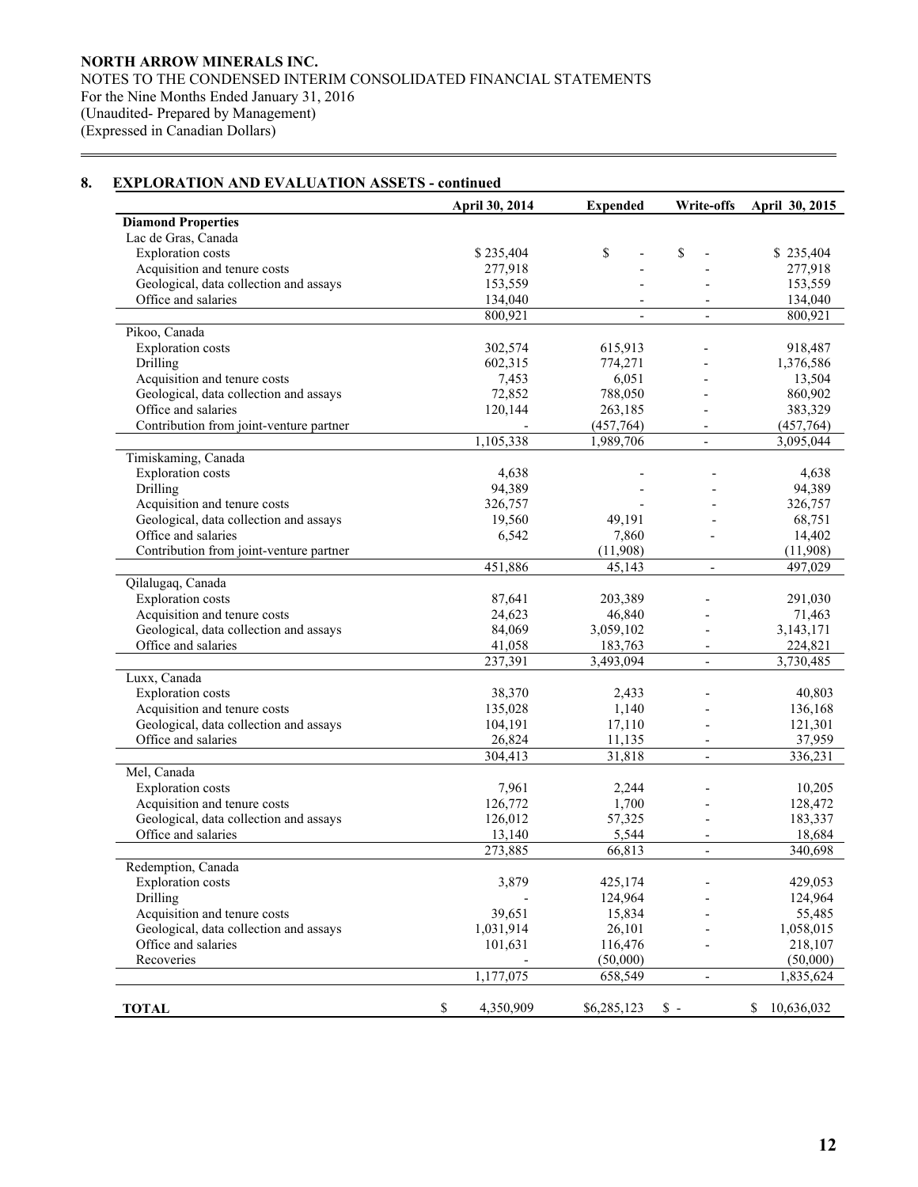**NORTH ARROW MINERALS INC.**
NOTES TO THE CONDENSED INTERIM CONSOLIDATED FINANCIAL STATEMENTS
For the Nine Months Ended January 31, 2016
(Unaudited- Prepared by Management)
(Expressed in Canadian Dollars)

## 8. EXPLORATION AND EVALUATION ASSETS - continued

| | April 30, 2014 | Expended | Write-offs | April 30, 2015 |
|---|---|---|---|---|
| **Diamond Properties** | | | | |
| Lac de Gras, Canada | | | | |
| Exploration costs | $ 235,404 | $ - | $ - | $ 235,404 |
| Acquisition and tenure costs | 277,918 | - | - | 277,918 |
| Geological, data collection and assays | 153,559 | - | - | 153,559 |
| Office and salaries | 134,040 | - | - | 134,040 |
| | 800,921 | - | - | 800,921 |
| Pikoo, Canada | | | | |
| Exploration costs | 302,574 | 615,913 | - | 918,487 |
| Drilling | 602,315 | 774,271 | - | 1,376,586 |
| Acquisition and tenure costs | 7,453 | 6,051 | - | 13,504 |
| Geological, data collection and assays | 72,852 | 788,050 | - | 860,902 |
| Office and salaries | 120,144 | 263,185 | - | 383,329 |
| Contribution from joint-venture partner | - | (457,764) | - | (457,764) |
| | 1,105,338 | 1,989,706 | - | 3,095,044 |
| Timiskaming, Canada | | | | |
| Exploration costs | 4,638 | - | - | 4,638 |
| Drilling | 94,389 | - | - | 94,389 |
| Acquisition and tenure costs | 326,757 | - | - | 326,757 |
| Geological, data collection and assays | 19,560 | 49,191 | - | 68,751 |
| Office and salaries | 6,542 | 7,860 | - | 14,402 |
| Contribution from joint-venture partner | | (11,908) | | (11,908) |
| | 451,886 | 45,143 | - | 497,029 |
| Qilalugaq, Canada | | | | |
| Exploration costs | 87,641 | 203,389 | - | 291,030 |
| Acquisition and tenure costs | 24,623 | 46,840 | - | 71,463 |
| Geological, data collection and assays | 84,069 | 3,059,102 | - | 3,143,171 |
| Office and salaries | 41,058 | 183,763 | - | 224,821 |
| | 237,391 | 3,493,094 | - | 3,730,485 |
| Luxx, Canada | | | | |
| Exploration costs | 38,370 | 2,433 | - | 40,803 |
| Acquisition and tenure costs | 135,028 | 1,140 | - | 136,168 |
| Geological, data collection and assays | 104,191 | 17,110 | - | 121,301 |
| Office and salaries | 26,824 | 11,135 | - | 37,959 |
| | 304,413 | 31,818 | - | 336,231 |
| Mel, Canada | | | | |
| Exploration costs | 7,961 | 2,244 | - | 10,205 |
| Acquisition and tenure costs | 126,772 | 1,700 | - | 128,472 |
| Geological, data collection and assays | 126,012 | 57,325 | - | 183,337 |
| Office and salaries | 13,140 | 5,544 | - | 18,684 |
| | 273,885 | 66,813 | - | 340,698 |
| Redemption, Canada | | | | |
| Exploration costs | 3,879 | 425,174 | - | 429,053 |
| Drilling | - | 124,964 | - | 124,964 |
| Acquisition and tenure costs | 39,651 | 15,834 | - | 55,485 |
| Geological, data collection and assays | 1,031,914 | 26,101 | - | 1,058,015 |
| Office and salaries | 101,631 | 116,476 | - | 218,107 |
| Recoveries | - | (50,000) | | (50,000) |
| | 1,177,075 | 658,549 | - | 1,835,624 |
| **TOTAL** | $ 4,350,909 | $6,285,123 | $ - | $ 10,636,032 |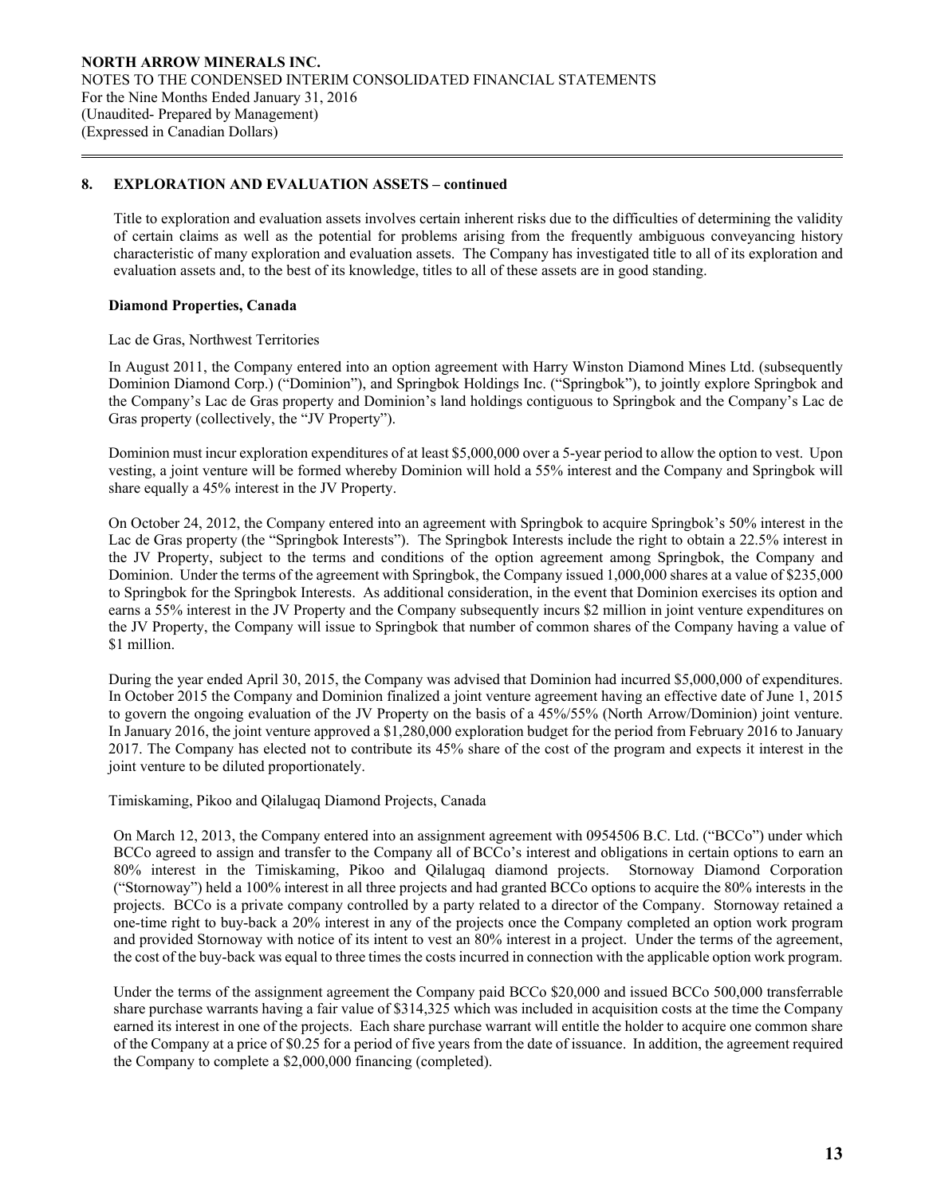## 8. EXPLORATION AND EVALUATION ASSETS – continued

Title to exploration and evaluation assets involves certain inherent risks due to the difficulties of determining the validity of certain claims as well as the potential for problems arising from the frequently ambiguous conveyancing history characteristic of many exploration and evaluation assets. The Company has investigated title to all of its exploration and evaluation assets and, to the best of its knowledge, titles to all of these assets are in good standing.

### Diamond Properties, Canada

Lac de Gras, Northwest Territories

In August 2011, the Company entered into an option agreement with Harry Winston Diamond Mines Ltd. (subsequently Dominion Diamond Corp.) ("Dominion"), and Springbok Holdings Inc. ("Springbok"), to jointly explore Springbok and the Company's Lac de Gras property and Dominion's land holdings contiguous to Springbok and the Company's Lac de Gras property (collectively, the "JV Property").

Dominion must incur exploration expenditures of at least $5,000,000 over a 5-year period to allow the option to vest. Upon vesting, a joint venture will be formed whereby Dominion will hold a 55% interest and the Company and Springbok will share equally a 45% interest in the JV Property.

On October 24, 2012, the Company entered into an agreement with Springbok to acquire Springbok's 50% interest in the Lac de Gras property (the "Springbok Interests"). The Springbok Interests include the right to obtain a 22.5% interest in the JV Property, subject to the terms and conditions of the option agreement among Springbok, the Company and Dominion. Under the terms of the agreement with Springbok, the Company issued 1,000,000 shares at a value of $235,000 to Springbok for the Springbok Interests. As additional consideration, in the event that Dominion exercises its option and earns a 55% interest in the JV Property and the Company subsequently incurs $2 million in joint venture expenditures on the JV Property, the Company will issue to Springbok that number of common shares of the Company having a value of $1 million.

During the year ended April 30, 2015, the Company was advised that Dominion had incurred $5,000,000 of expenditures. In October 2015 the Company and Dominion finalized a joint venture agreement having an effective date of June 1, 2015 to govern the ongoing evaluation of the JV Property on the basis of a 45%/55% (North Arrow/Dominion) joint venture. In January 2016, the joint venture approved a $1,280,000 exploration budget for the period from February 2016 to January 2017. The Company has elected not to contribute its 45% share of the cost of the program and expects it interest in the joint venture to be diluted proportionately.

Timiskaming, Pikoo and Qilalugaq Diamond Projects, Canada

On March 12, 2013, the Company entered into an assignment agreement with 0954506 B.C. Ltd. ("BCCo") under which BCCo agreed to assign and transfer to the Company all of BCCo's interest and obligations in certain options to earn an 80% interest in the Timiskaming, Pikoo and Qilalugaq diamond projects. Stornoway Diamond Corporation ("Stornoway") held a 100% interest in all three projects and had granted BCCo options to acquire the 80% interests in the projects. BCCo is a private company controlled by a party related to a director of the Company. Stornoway retained a one-time right to buy-back a 20% interest in any of the projects once the Company completed an option work program and provided Stornoway with notice of its intent to vest an 80% interest in a project. Under the terms of the agreement, the cost of the buy-back was equal to three times the costs incurred in connection with the applicable option work program.

Under the terms of the assignment agreement the Company paid BCCo $20,000 and issued BCCo 500,000 transferrable share purchase warrants having a fair value of $314,325 which was included in acquisition costs at the time the Company earned its interest in one of the projects. Each share purchase warrant will entitle the holder to acquire one common share of the Company at a price of $0.25 for a period of five years from the date of issuance. In addition, the agreement required the Company to complete a $2,000,000 financing (completed).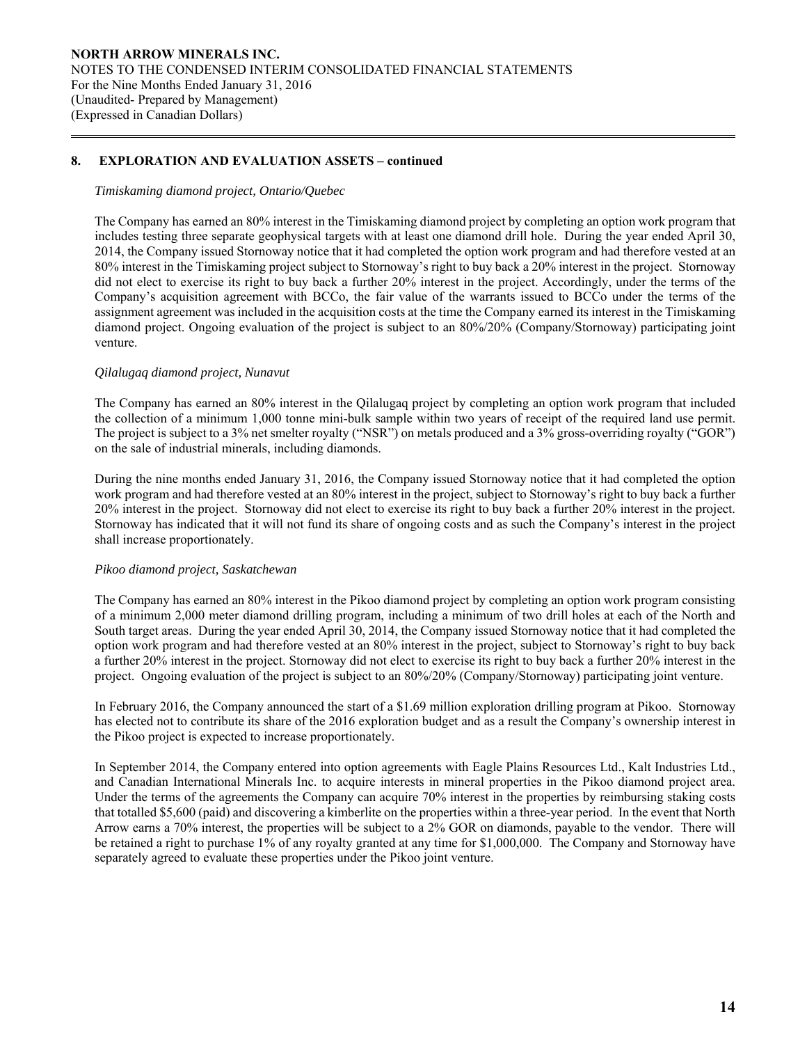## 8. EXPLORATION AND EVALUATION ASSETS – continued

*Timiskaming diamond project, Ontario/Quebec*

The Company has earned an 80% interest in the Timiskaming diamond project by completing an option work program that includes testing three separate geophysical targets with at least one diamond drill hole. During the year ended April 30, 2014, the Company issued Stornoway notice that it had completed the option work program and had therefore vested at an 80% interest in the Timiskaming project subject to Stornoway's right to buy back a 20% interest in the project. Stornoway did not elect to exercise its right to buy back a further 20% interest in the project. Accordingly, under the terms of the Company's acquisition agreement with BCCo, the fair value of the warrants issued to BCCo under the terms of the assignment agreement was included in the acquisition costs at the time the Company earned its interest in the Timiskaming diamond project. Ongoing evaluation of the project is subject to an 80%/20% (Company/Stornoway) participating joint venture.

*Qilalugaq diamond project, Nunavut*

The Company has earned an 80% interest in the Qilalugaq project by completing an option work program that included the collection of a minimum 1,000 tonne mini-bulk sample within two years of receipt of the required land use permit. The project is subject to a 3% net smelter royalty ("NSR") on metals produced and a 3% gross-overriding royalty ("GOR") on the sale of industrial minerals, including diamonds.

During the nine months ended January 31, 2016, the Company issued Stornoway notice that it had completed the option work program and had therefore vested at an 80% interest in the project, subject to Stornoway's right to buy back a further 20% interest in the project. Stornoway did not elect to exercise its right to buy back a further 20% interest in the project. Stornoway has indicated that it will not fund its share of ongoing costs and as such the Company's interest in the project shall increase proportionately.

*Pikoo diamond project, Saskatchewan*

The Company has earned an 80% interest in the Pikoo diamond project by completing an option work program consisting of a minimum 2,000 meter diamond drilling program, including a minimum of two drill holes at each of the North and South target areas. During the year ended April 30, 2014, the Company issued Stornoway notice that it had completed the option work program and had therefore vested at an 80% interest in the project, subject to Stornoway's right to buy back a further 20% interest in the project. Stornoway did not elect to exercise its right to buy back a further 20% interest in the project. Ongoing evaluation of the project is subject to an 80%/20% (Company/Stornoway) participating joint venture.

In February 2016, the Company announced the start of a $1.69 million exploration drilling program at Pikoo. Stornoway has elected not to contribute its share of the 2016 exploration budget and as a result the Company's ownership interest in the Pikoo project is expected to increase proportionately.

In September 2014, the Company entered into option agreements with Eagle Plains Resources Ltd., Kalt Industries Ltd., and Canadian International Minerals Inc. to acquire interests in mineral properties in the Pikoo diamond project area. Under the terms of the agreements the Company can acquire 70% interest in the properties by reimbursing staking costs that totalled $5,600 (paid) and discovering a kimberlite on the properties within a three-year period. In the event that North Arrow earns a 70% interest, the properties will be subject to a 2% GOR on diamonds, payable to the vendor. There will be retained a right to purchase 1% of any royalty granted at any time for $1,000,000. The Company and Stornoway have separately agreed to evaluate these properties under the Pikoo joint venture.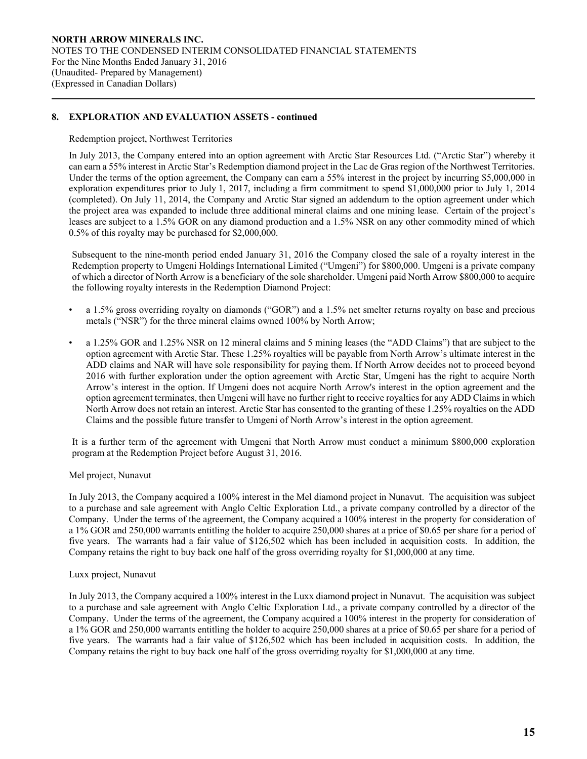## 8. EXPLORATION AND EVALUATION ASSETS - continued

Redemption project, Northwest Territories

In July 2013, the Company entered into an option agreement with Arctic Star Resources Ltd. ("Arctic Star") whereby it can earn a 55% interest in Arctic Star's Redemption diamond project in the Lac de Gras region of the Northwest Territories. Under the terms of the option agreement, the Company can earn a 55% interest in the project by incurring $5,000,000 in exploration expenditures prior to July 1, 2017, including a firm commitment to spend $1,000,000 prior to July 1, 2014 (completed). On July 11, 2014, the Company and Arctic Star signed an addendum to the option agreement under which the project area was expanded to include three additional mineral claims and one mining lease. Certain of the project's leases are subject to a 1.5% GOR on any diamond production and a 1.5% NSR on any other commodity mined of which 0.5% of this royalty may be purchased for $2,000,000.

Subsequent to the nine-month period ended January 31, 2016 the Company closed the sale of a royalty interest in the Redemption property to Umgeni Holdings International Limited ("Umgeni") for $800,000. Umgeni is a private company of which a director of North Arrow is a beneficiary of the sole shareholder. Umgeni paid North Arrow $800,000 to acquire the following royalty interests in the Redemption Diamond Project:

- a 1.5% gross overriding royalty on diamonds ("GOR") and a 1.5% net smelter returns royalty on base and precious metals ("NSR") for the three mineral claims owned 100% by North Arrow;
- a 1.25% GOR and 1.25% NSR on 12 mineral claims and 5 mining leases (the "ADD Claims") that are subject to the option agreement with Arctic Star. These 1.25% royalties will be payable from North Arrow's ultimate interest in the ADD claims and NAR will have sole responsibility for paying them. If North Arrow decides not to proceed beyond 2016 with further exploration under the option agreement with Arctic Star, Umgeni has the right to acquire North Arrow's interest in the option. If Umgeni does not acquire North Arrow's interest in the option agreement and the option agreement terminates, then Umgeni will have no further right to receive royalties for any ADD Claims in which North Arrow does not retain an interest. Arctic Star has consented to the granting of these 1.25% royalties on the ADD Claims and the possible future transfer to Umgeni of North Arrow's interest in the option agreement.

It is a further term of the agreement with Umgeni that North Arrow must conduct a minimum $800,000 exploration program at the Redemption Project before August 31, 2016.

Mel project, Nunavut

In July 2013, the Company acquired a 100% interest in the Mel diamond project in Nunavut. The acquisition was subject to a purchase and sale agreement with Anglo Celtic Exploration Ltd., a private company controlled by a director of the Company. Under the terms of the agreement, the Company acquired a 100% interest in the property for consideration of a 1% GOR and 250,000 warrants entitling the holder to acquire 250,000 shares at a price of $0.65 per share for a period of five years. The warrants had a fair value of $126,502 which has been included in acquisition costs. In addition, the Company retains the right to buy back one half of the gross overriding royalty for $1,000,000 at any time.

Luxx project, Nunavut

In July 2013, the Company acquired a 100% interest in the Luxx diamond project in Nunavut. The acquisition was subject to a purchase and sale agreement with Anglo Celtic Exploration Ltd., a private company controlled by a director of the Company. Under the terms of the agreement, the Company acquired a 100% interest in the property for consideration of a 1% GOR and 250,000 warrants entitling the holder to acquire 250,000 shares at a price of $0.65 per share for a period of five years. The warrants had a fair value of $126,502 which has been included in acquisition costs. In addition, the Company retains the right to buy back one half of the gross overriding royalty for $1,000,000 at any time.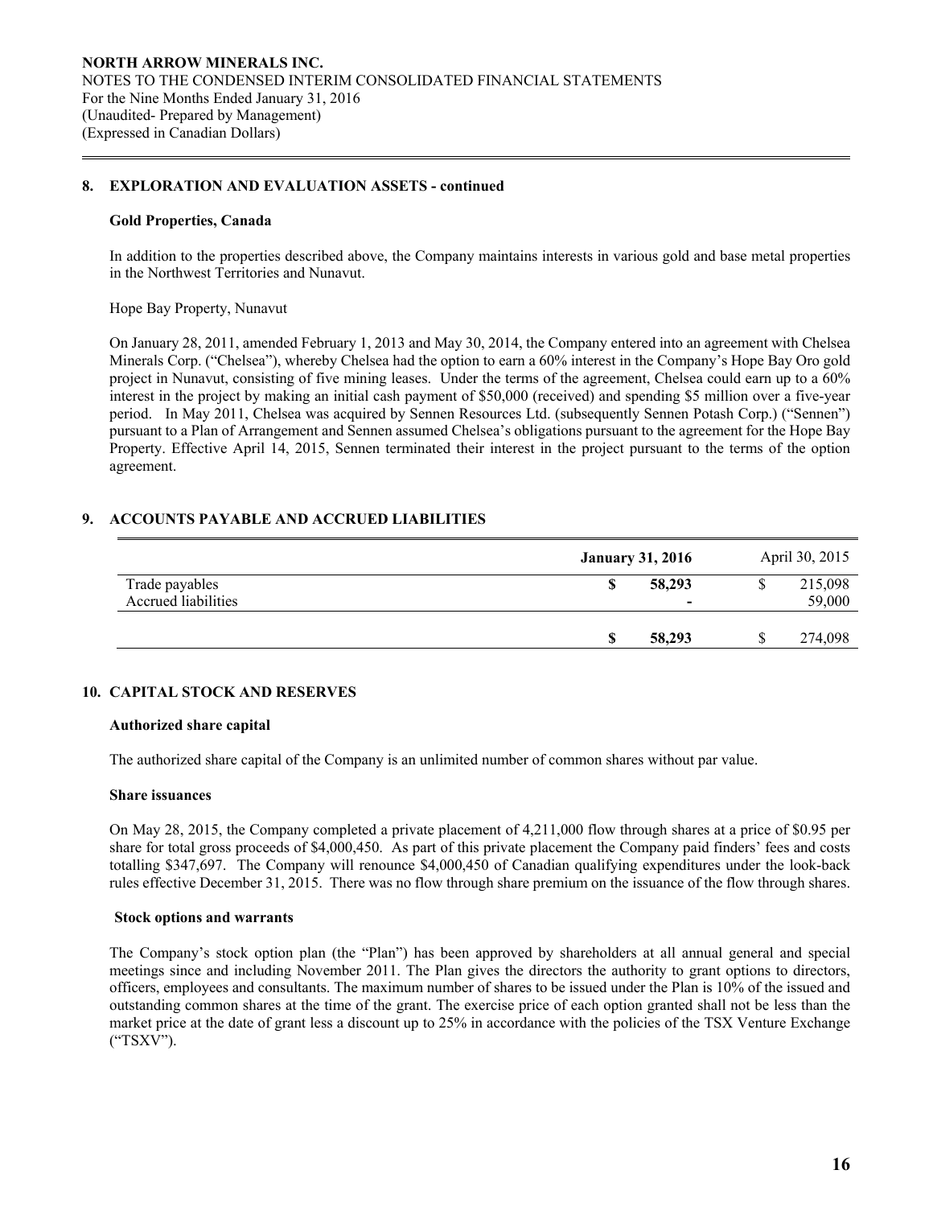## 8. EXPLORATION AND EVALUATION ASSETS - continued

### Gold Properties, Canada

In addition to the properties described above, the Company maintains interests in various gold and base metal properties in the Northwest Territories and Nunavut.

Hope Bay Property, Nunavut

On January 28, 2011, amended February 1, 2013 and May 30, 2014, the Company entered into an agreement with Chelsea Minerals Corp. ("Chelsea"), whereby Chelsea had the option to earn a 60% interest in the Company's Hope Bay Oro gold project in Nunavut, consisting of five mining leases. Under the terms of the agreement, Chelsea could earn up to a 60% interest in the project by making an initial cash payment of $50,000 (received) and spending $5 million over a five-year period. In May 2011, Chelsea was acquired by Sennen Resources Ltd. (subsequently Sennen Potash Corp.) ("Sennen") pursuant to a Plan of Arrangement and Sennen assumed Chelsea's obligations pursuant to the agreement for the Hope Bay Property. Effective April 14, 2015, Sennen terminated their interest in the project pursuant to the terms of the option agreement.

## 9. ACCOUNTS PAYABLE AND ACCRUED LIABILITIES

| | **January 31, 2016** | April 30, 2015 |
|---|---|---|
| Trade payables | **$ 58,293** | $ 215,098 |
| Accrued liabilities | **-** | 59,000 |
| | **$ 58,293** | $ 274,098 |

## 10. CAPITAL STOCK AND RESERVES

### Authorized share capital

The authorized share capital of the Company is an unlimited number of common shares without par value.

### Share issuances

On May 28, 2015, the Company completed a private placement of 4,211,000 flow through shares at a price of $0.95 per share for total gross proceeds of $4,000,450. As part of this private placement the Company paid finders' fees and costs totalling $347,697. The Company will renounce $4,000,450 of Canadian qualifying expenditures under the look-back rules effective December 31, 2015. There was no flow through share premium on the issuance of the flow through shares.

### Stock options and warrants

The Company's stock option plan (the "Plan") has been approved by shareholders at all annual general and special meetings since and including November 2011. The Plan gives the directors the authority to grant options to directors, officers, employees and consultants. The maximum number of shares to be issued under the Plan is 10% of the issued and outstanding common shares at the time of the grant. The exercise price of each option granted shall not be less than the market price at the date of grant less a discount up to 25% in accordance with the policies of the TSX Venture Exchange ("TSXV").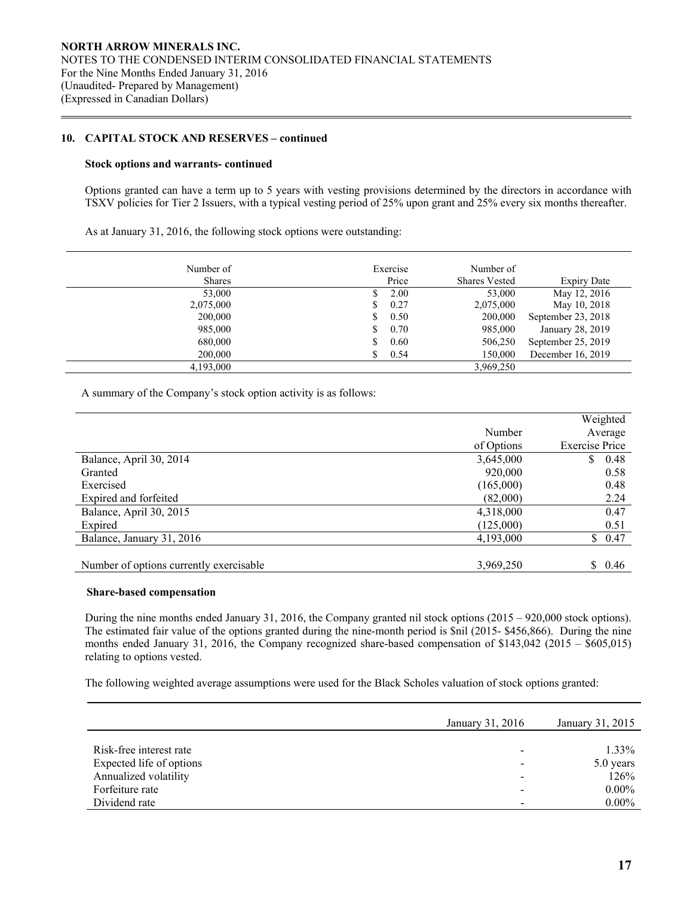## 10. CAPITAL STOCK AND RESERVES – continued

**Stock options and warrants- continued**

Options granted can have a term up to 5 years with vesting provisions determined by the directors in accordance with TSXV policies for Tier 2 Issuers, with a typical vesting period of 25% upon grant and 25% every six months thereafter.

As at January 31, 2016, the following stock options were outstanding:

| Number of Shares | Exercise Price | Number of Shares Vested | Expiry Date |
|---|---|---|---|
| 53,000 | $ 2.00 | 53,000 | May 12, 2016 |
| 2,075,000 | $ 0.27 | 2,075,000 | May 10, 2018 |
| 200,000 | $ 0.50 | 200,000 | September 23, 2018 |
| 985,000 | $ 0.70 | 985,000 | January 28, 2019 |
| 680,000 | $ 0.60 | 506,250 | September 25, 2019 |
| 200,000 | $ 0.54 | 150,000 | December 16, 2019 |
| 4,193,000 | | 3,969,250 | |

A summary of the Company's stock option activity is as follows:

| | Number of Options | Weighted Average Exercise Price |
|---|---|---|
| Balance, April 30, 2014 | 3,645,000 | $ 0.48 |
| Granted | 920,000 | 0.58 |
| Exercised | (165,000) | 0.48 |
| Expired and forfeited | (82,000) | 2.24 |
| Balance, April 30, 2015 | 4,318,000 | 0.47 |
| Expired | (125,000) | 0.51 |
| Balance, January 31, 2016 | 4,193,000 | $ 0.47 |
| | | |
| Number of options currently exercisable | 3,969,250 | $ 0.46 |

**Share-based compensation**

During the nine months ended January 31, 2016, the Company granted nil stock options (2015 – 920,000 stock options). The estimated fair value of the options granted during the nine-month period is $nil (2015- $456,866). During the nine months ended January 31, 2016, the Company recognized share-based compensation of $143,042 (2015 – $605,015) relating to options vested.

The following weighted average assumptions were used for the Black Scholes valuation of stock options granted:

| | January 31, 2016 | January 31, 2015 |
|---|---|---|
| Risk-free interest rate | - | 1.33% |
| Expected life of options | - | 5.0 years |
| Annualized volatility | - | 126% |
| Forfeiture rate | - | 0.00% |
| Dividend rate | - | 0.00% |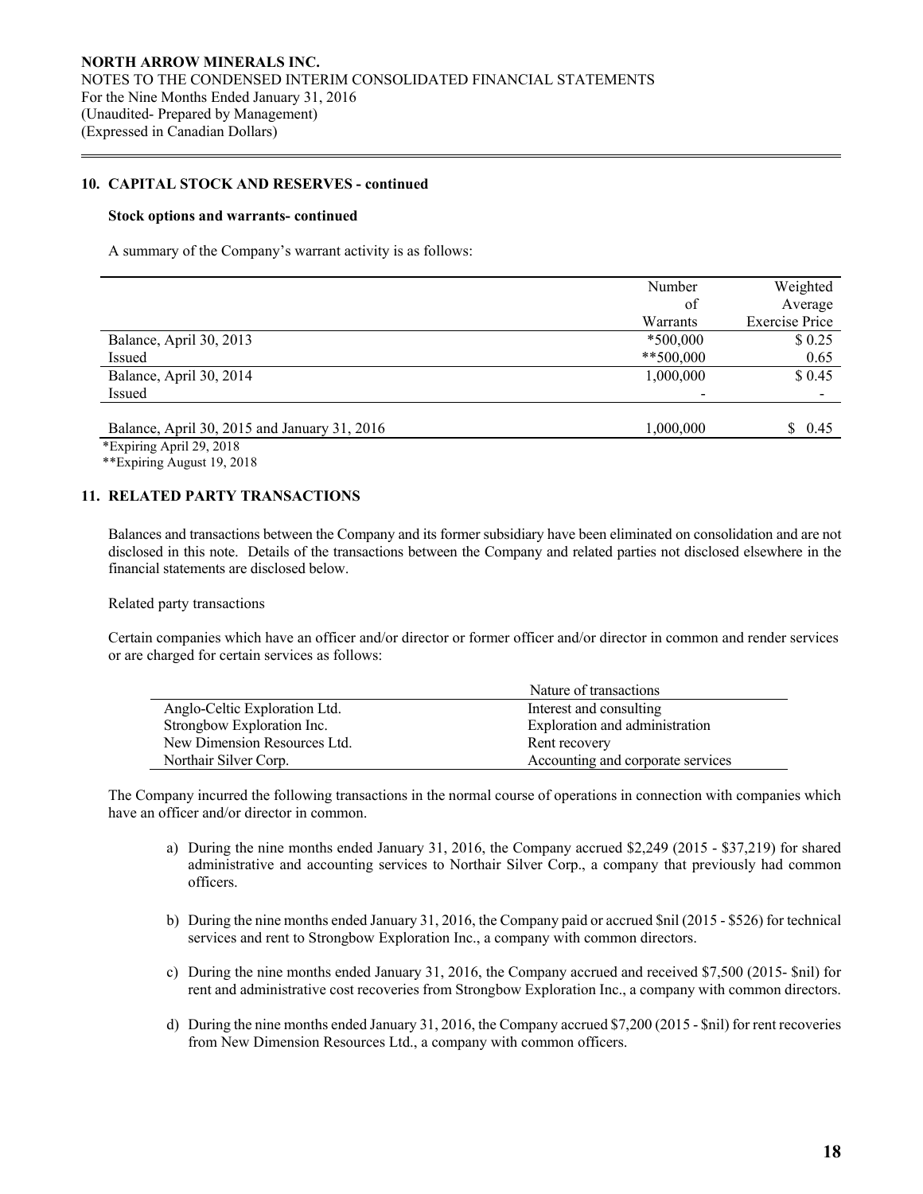**NORTH ARROW MINERALS INC.**
NOTES TO THE CONDENSED INTERIM CONSOLIDATED FINANCIAL STATEMENTS
For the Nine Months Ended January 31, 2016
(Unaudited- Prepared by Management)
(Expressed in Canadian Dollars)

## 10. CAPITAL STOCK AND RESERVES - continued

### Stock options and warrants- continued

A summary of the Company's warrant activity is as follows:

| | Number of Warrants | Weighted Average Exercise Price |
|---|---|---|
| Balance, April 30, 2013 | *500,000 | $ 0.25 |
| Issued | **500,000 | 0.65 |
| Balance, April 30, 2014 | 1,000,000 | $ 0.45 |
| Issued | - | - |
| Balance, April 30, 2015 and January 31, 2016 | 1,000,000 | $ 0.45 |

*Expiring April 29, 2018
**Expiring August 19, 2018

## 11. RELATED PARTY TRANSACTIONS

Balances and transactions between the Company and its former subsidiary have been eliminated on consolidation and are not disclosed in this note. Details of the transactions between the Company and related parties not disclosed elsewhere in the financial statements are disclosed below.

Related party transactions

Certain companies which have an officer and/or director or former officer and/or director in common and render services or are charged for certain services as follows:

| | Nature of transactions |
|---|---|
| Anglo-Celtic Exploration Ltd. | Interest and consulting |
| Strongbow Exploration Inc. | Exploration and administration |
| New Dimension Resources Ltd. | Rent recovery |
| Northair Silver Corp. | Accounting and corporate services |

The Company incurred the following transactions in the normal course of operations in connection with companies which have an officer and/or director in common.

a) During the nine months ended January 31, 2016, the Company accrued $2,249 (2015 - $37,219) for shared administrative and accounting services to Northair Silver Corp., a company that previously had common officers.

b) During the nine months ended January 31, 2016, the Company paid or accrued $nil (2015 - $526) for technical services and rent to Strongbow Exploration Inc., a company with common directors.

c) During the nine months ended January 31, 2016, the Company accrued and received $7,500 (2015- $nil) for rent and administrative cost recoveries from Strongbow Exploration Inc., a company with common directors.

d) During the nine months ended January 31, 2016, the Company accrued $7,200 (2015 - $nil) for rent recoveries from New Dimension Resources Ltd., a company with common officers.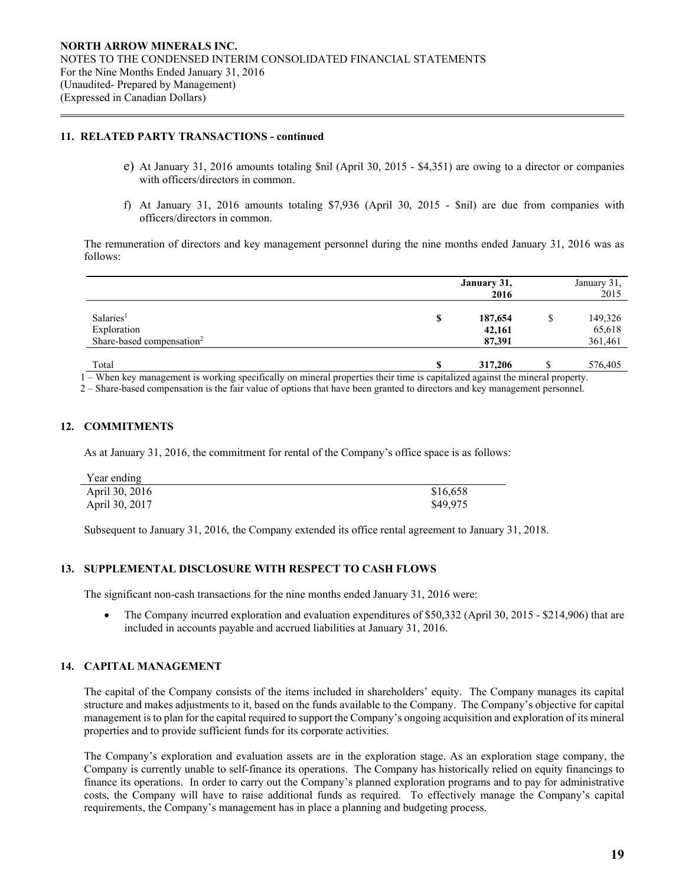## 11. RELATED PARTY TRANSACTIONS - continued

e) At January 31, 2016 amounts totaling $nil (April 30, 2015 - $4,351) are owing to a director or companies with officers/directors in common.

f) At January 31, 2016 amounts totaling $7,936 (April 30, 2015 - $nil) are due from companies with officers/directors in common.

The remuneration of directors and key management personnel during the nine months ended January 31, 2016 was as follows:

| | | **January 31, 2016** | | January 31, 2015 |
|---|---|---|---|---|
| Salaries[1] | **$** | **187,654** | $ | 149,326 |
| Exploration | | **42,161** | | 65,618 |
| Share-based compensation[2] | | **87,391** | | 361,461 |
| Total | **$** | **317,206** | $ | 576,405 |

1 – When key management is working specifically on mineral properties their time is capitalized against the mineral property.

2 – Share-based compensation is the fair value of options that have been granted to directors and key management personnel.

## 12. COMMITMENTS

As at January 31, 2016, the commitment for rental of the Company's office space is as follows:

| Year ending | |
|---|---|
| April 30, 2016 | $16,658 |
| April 30, 2017 | $49,975 |

Subsequent to January 31, 2016, the Company extended its office rental agreement to January 31, 2018.

## 13. SUPPLEMENTAL DISCLOSURE WITH RESPECT TO CASH FLOWS

The significant non-cash transactions for the nine months ended January 31, 2016 were:

- The Company incurred exploration and evaluation expenditures of $50,332 (April 30, 2015 - $214,906) that are included in accounts payable and accrued liabilities at January 31, 2016.

## 14. CAPITAL MANAGEMENT

The capital of the Company consists of the items included in shareholders' equity. The Company manages its capital structure and makes adjustments to it, based on the funds available to the Company. The Company's objective for capital management is to plan for the capital required to support the Company's ongoing acquisition and exploration of its mineral properties and to provide sufficient funds for its corporate activities.

The Company's exploration and evaluation assets are in the exploration stage. As an exploration stage company, the Company is currently unable to self-finance its operations. The Company has historically relied on equity financings to finance its operations. In order to carry out the Company's planned exploration programs and to pay for administrative costs, the Company will have to raise additional funds as required. To effectively manage the Company's capital requirements, the Company's management has in place a planning and budgeting process.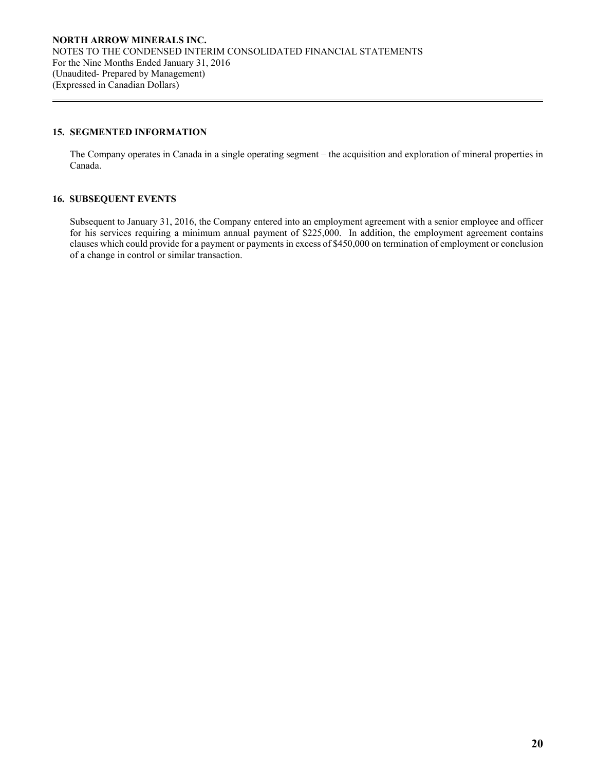## 15. SEGMENTED INFORMATION

The Company operates in Canada in a single operating segment – the acquisition and exploration of mineral properties in Canada.

## 16. SUBSEQUENT EVENTS

Subsequent to January 31, 2016, the Company entered into an employment agreement with a senior employee and officer for his services requiring a minimum annual payment of $225,000. In addition, the employment agreement contains clauses which could provide for a payment or payments in excess of $450,000 on termination of employment or conclusion of a change in control or similar transaction.